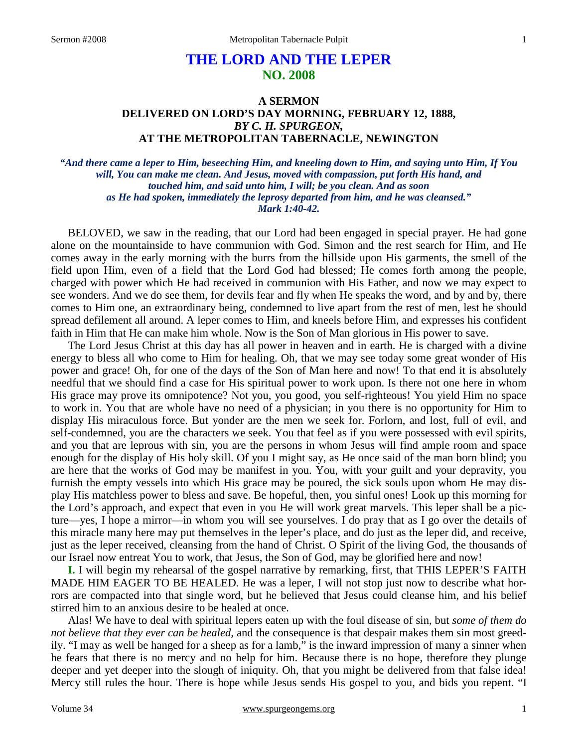# THE LORD AND THE LEPER
## NO. 2008

### A SERMON
### DELIVERED ON LORD'S DAY MORNING, FEBRUARY 12, 1888,
### *BY C. H. SPURGEON,*
### AT THE METROPOLITAN TABERNACLE, NEWINGTON

***"And there came a leper to Him, beseeching Him, and kneeling down to Him, and saying unto Him, If You will, You can make me clean. And Jesus, moved with compassion, put forth His hand, and touched him, and said unto him, I will; be you clean. And as soon as He had spoken, immediately the leprosy departed from him, and he was cleansed." Mark 1:40-42.***

BELOVED, we saw in the reading, that our Lord had been engaged in special prayer. He had gone alone on the mountainside to have communion with God. Simon and the rest search for Him, and He comes away in the early morning with the burrs from the hillside upon His garments, the smell of the field upon Him, even of a field that the Lord God had blessed; He comes forth among the people, charged with power which He had received in communion with His Father, and now we may expect to see wonders. And we do see them, for devils fear and fly when He speaks the word, and by and by, there comes to Him one, an extraordinary being, condemned to live apart from the rest of men, lest he should spread defilement all around. A leper comes to Him, and kneels before Him, and expresses his confident faith in Him that He can make him whole. Now is the Son of Man glorious in His power to save.

The Lord Jesus Christ at this day has all power in heaven and in earth. He is charged with a divine energy to bless all who come to Him for healing. Oh, that we may see today some great wonder of His power and grace! Oh, for one of the days of the Son of Man here and now! To that end it is absolutely needful that we should find a case for His spiritual power to work upon. Is there not one here in whom His grace may prove its omnipotence? Not you, you good, you self-righteous! You yield Him no space to work in. You that are whole have no need of a physician; in you there is no opportunity for Him to display His miraculous force. But yonder are the men we seek for. Forlorn, and lost, full of evil, and self-condemned, you are the characters we seek. You that feel as if you were possessed with evil spirits, and you that are leprous with sin, you are the persons in whom Jesus will find ample room and space enough for the display of His holy skill. Of you I might say, as He once said of the man born blind; you are here that the works of God may be manifest in you. You, with your guilt and your depravity, you furnish the empty vessels into which His grace may be poured, the sick souls upon whom He may display His matchless power to bless and save. Be hopeful, then, you sinful ones! Look up this morning for the Lord's approach, and expect that even in you He will work great marvels. This leper shall be a picture—yes, I hope a mirror—in whom you will see yourselves. I do pray that as I go over the details of this miracle many here may put themselves in the leper's place, and do just as the leper did, and receive, just as the leper received, cleansing from the hand of Christ. O Spirit of the living God, the thousands of our Israel now entreat You to work, that Jesus, the Son of God, may be glorified here and now!

**I.** I will begin my rehearsal of the gospel narrative by remarking, first, that THIS LEPER'S FAITH MADE HIM EAGER TO BE HEALED. He was a leper, I will not stop just now to describe what horrors are compacted into that single word, but he believed that Jesus could cleanse him, and his belief stirred him to an anxious desire to be healed at once.

Alas! We have to deal with spiritual lepers eaten up with the foul disease of sin, but *some of them do not believe that they ever can be healed,* and the consequence is that despair makes them sin most greedily. "I may as well be hanged for a sheep as for a lamb," is the inward impression of many a sinner when he fears that there is no mercy and no help for him. Because there is no hope, therefore they plunge deeper and yet deeper into the slough of iniquity. Oh, that you might be delivered from that false idea! Mercy still rules the hour. There is hope while Jesus sends His gospel to you, and bids you repent. "I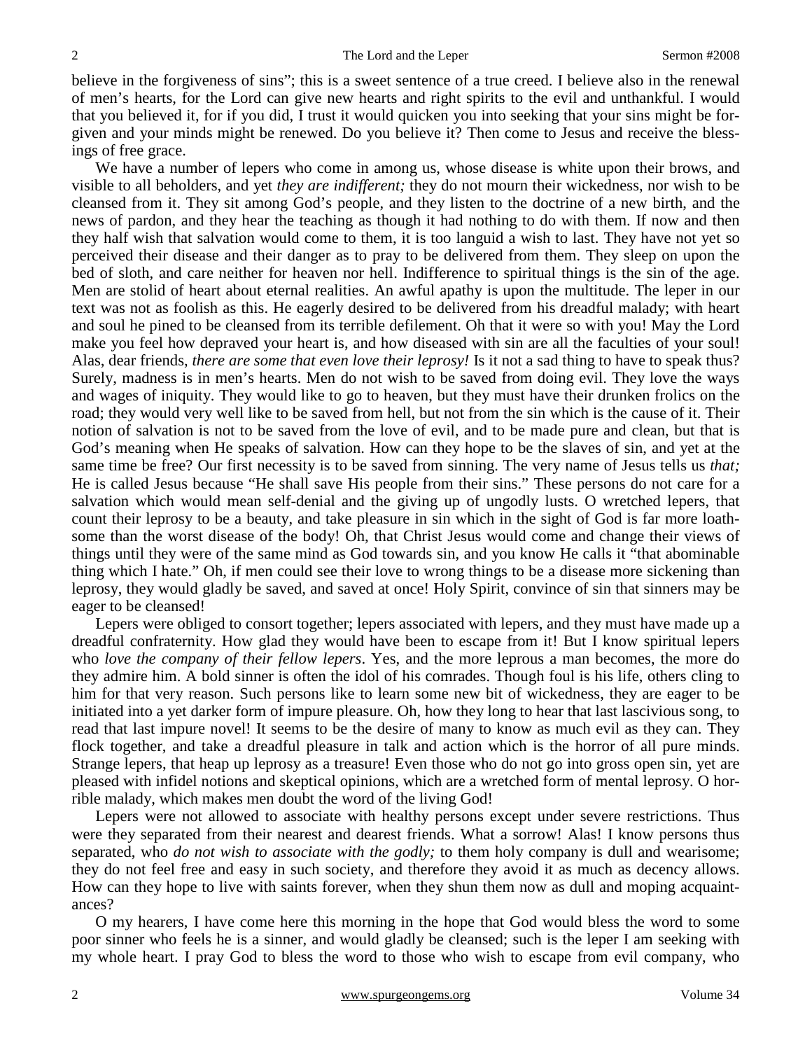believe in the forgiveness of sins"; this is a sweet sentence of a true creed. I believe also in the renewal of men's hearts, for the Lord can give new hearts and right spirits to the evil and unthankful. I would that you believed it, for if you did, I trust it would quicken you into seeking that your sins might be forgiven and your minds might be renewed. Do you believe it? Then come to Jesus and receive the blessings of free grace.

We have a number of lepers who come in among us, whose disease is white upon their brows, and visible to all beholders, and yet *they are indifferent;* they do not mourn their wickedness, nor wish to be cleansed from it. They sit among God's people, and they listen to the doctrine of a new birth, and the news of pardon, and they hear the teaching as though it had nothing to do with them. If now and then they half wish that salvation would come to them, it is too languid a wish to last. They have not yet so perceived their disease and their danger as to pray to be delivered from them. They sleep on upon the bed of sloth, and care neither for heaven nor hell. Indifference to spiritual things is the sin of the age. Men are stolid of heart about eternal realities. An awful apathy is upon the multitude. The leper in our text was not as foolish as this. He eagerly desired to be delivered from his dreadful malady; with heart and soul he pined to be cleansed from its terrible defilement. Oh that it were so with you! May the Lord make you feel how depraved your heart is, and how diseased with sin are all the faculties of your soul! Alas, dear friends, *there are some that even love their leprosy!* Is it not a sad thing to have to speak thus? Surely, madness is in men's hearts. Men do not wish to be saved from doing evil. They love the ways and wages of iniquity. They would like to go to heaven, but they must have their drunken frolics on the road; they would very well like to be saved from hell, but not from the sin which is the cause of it. Their notion of salvation is not to be saved from the love of evil, and to be made pure and clean, but that is God's meaning when He speaks of salvation. How can they hope to be the slaves of sin, and yet at the same time be free? Our first necessity is to be saved from sinning. The very name of Jesus tells us *that;* He is called Jesus because "He shall save His people from their sins." These persons do not care for a salvation which would mean self-denial and the giving up of ungodly lusts. O wretched lepers, that count their leprosy to be a beauty, and take pleasure in sin which in the sight of God is far more loathsome than the worst disease of the body! Oh, that Christ Jesus would come and change their views of things until they were of the same mind as God towards sin, and you know He calls it "that abominable thing which I hate." Oh, if men could see their love to wrong things to be a disease more sickening than leprosy, they would gladly be saved, and saved at once! Holy Spirit, convince of sin that sinners may be eager to be cleansed!

Lepers were obliged to consort together; lepers associated with lepers, and they must have made up a dreadful confraternity. How glad they would have been to escape from it! But I know spiritual lepers who *love the company of their fellow lepers*. Yes, and the more leprous a man becomes, the more do they admire him. A bold sinner is often the idol of his comrades. Though foul is his life, others cling to him for that very reason. Such persons like to learn some new bit of wickedness, they are eager to be initiated into a yet darker form of impure pleasure. Oh, how they long to hear that last lascivious song, to read that last impure novel! It seems to be the desire of many to know as much evil as they can. They flock together, and take a dreadful pleasure in talk and action which is the horror of all pure minds. Strange lepers, that heap up leprosy as a treasure! Even those who do not go into gross open sin, yet are pleased with infidel notions and skeptical opinions, which are a wretched form of mental leprosy. O horrible malady, which makes men doubt the word of the living God!

Lepers were not allowed to associate with healthy persons except under severe restrictions. Thus were they separated from their nearest and dearest friends. What a sorrow! Alas! I know persons thus separated, who *do not wish to associate with the godly;* to them holy company is dull and wearisome; they do not feel free and easy in such society, and therefore they avoid it as much as decency allows. How can they hope to live with saints forever, when they shun them now as dull and moping acquaintances?

O my hearers, I have come here this morning in the hope that God would bless the word to some poor sinner who feels he is a sinner, and would gladly be cleansed; such is the leper I am seeking with my whole heart. I pray God to bless the word to those who wish to escape from evil company, who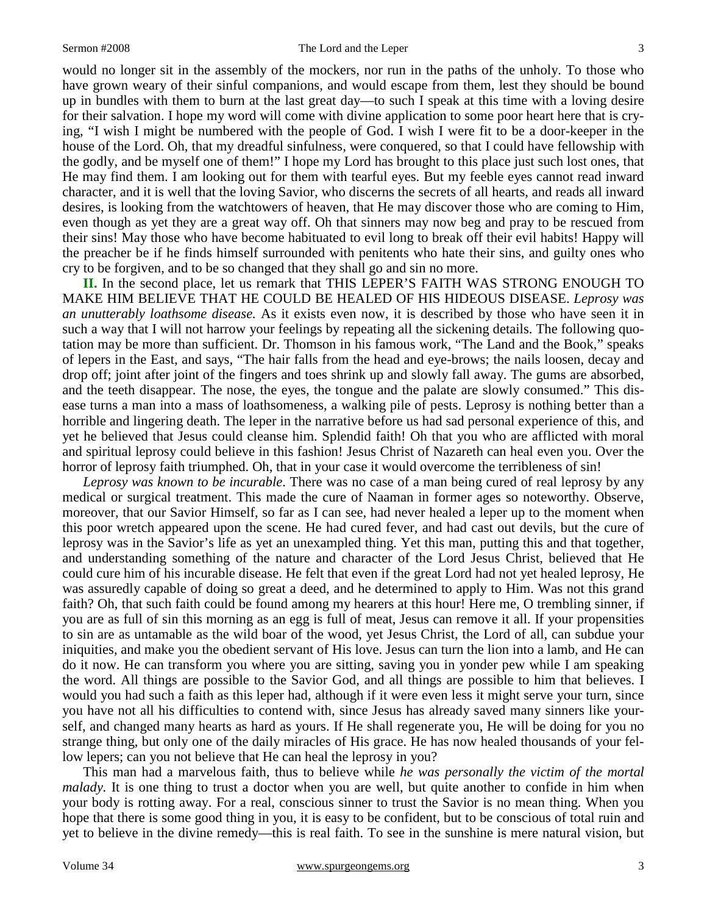would no longer sit in the assembly of the mockers, nor run in the paths of the unholy. To those who have grown weary of their sinful companions, and would escape from them, lest they should be bound up in bundles with them to burn at the last great day—to such I speak at this time with a loving desire for their salvation. I hope my word will come with divine application to some poor heart here that is crying, "I wish I might be numbered with the people of God. I wish I were fit to be a door-keeper in the house of the Lord. Oh, that my dreadful sinfulness, were conquered, so that I could have fellowship with the godly, and be myself one of them!" I hope my Lord has brought to this place just such lost ones, that He may find them. I am looking out for them with tearful eyes. But my feeble eyes cannot read inward character, and it is well that the loving Savior, who discerns the secrets of all hearts, and reads all inward desires, is looking from the watchtowers of heaven, that He may discover those who are coming to Him, even though as yet they are a great way off. Oh that sinners may now beg and pray to be rescued from their sins! May those who have become habituated to evil long to break off their evil habits! Happy will the preacher be if he finds himself surrounded with penitents who hate their sins, and guilty ones who cry to be forgiven, and to be so changed that they shall go and sin no more.

**II.** In the second place, let us remark that THIS LEPER'S FAITH WAS STRONG ENOUGH TO MAKE HIM BELIEVE THAT HE COULD BE HEALED OF HIS HIDEOUS DISEASE. *Leprosy was an unutterably loathsome disease.* As it exists even now, it is described by those who have seen it in such a way that I will not harrow your feelings by repeating all the sickening details. The following quotation may be more than sufficient. Dr. Thomson in his famous work, "The Land and the Book," speaks of lepers in the East, and says, "The hair falls from the head and eye-brows; the nails loosen, decay and drop off; joint after joint of the fingers and toes shrink up and slowly fall away. The gums are absorbed, and the teeth disappear. The nose, the eyes, the tongue and the palate are slowly consumed." This disease turns a man into a mass of loathsomeness, a walking pile of pests. Leprosy is nothing better than a horrible and lingering death. The leper in the narrative before us had sad personal experience of this, and yet he believed that Jesus could cleanse him. Splendid faith! Oh that you who are afflicted with moral and spiritual leprosy could believe in this fashion! Jesus Christ of Nazareth can heal even you. Over the horror of leprosy faith triumphed. Oh, that in your case it would overcome the terribleness of sin!

*Leprosy was known to be incurable*. There was no case of a man being cured of real leprosy by any medical or surgical treatment. This made the cure of Naaman in former ages so noteworthy. Observe, moreover, that our Savior Himself, so far as I can see, had never healed a leper up to the moment when this poor wretch appeared upon the scene. He had cured fever, and had cast out devils, but the cure of leprosy was in the Savior's life as yet an unexampled thing. Yet this man, putting this and that together, and understanding something of the nature and character of the Lord Jesus Christ, believed that He could cure him of his incurable disease. He felt that even if the great Lord had not yet healed leprosy, He was assuredly capable of doing so great a deed, and he determined to apply to Him. Was not this grand faith? Oh, that such faith could be found among my hearers at this hour! Here me, O trembling sinner, if you are as full of sin this morning as an egg is full of meat, Jesus can remove it all. If your propensities to sin are as untamable as the wild boar of the wood, yet Jesus Christ, the Lord of all, can subdue your iniquities, and make you the obedient servant of His love. Jesus can turn the lion into a lamb, and He can do it now. He can transform you where you are sitting, saving you in yonder pew while I am speaking the word. All things are possible to the Savior God, and all things are possible to him that believes. I would you had such a faith as this leper had, although if it were even less it might serve your turn, since you have not all his difficulties to contend with, since Jesus has already saved many sinners like yourself, and changed many hearts as hard as yours. If He shall regenerate you, He will be doing for you no strange thing, but only one of the daily miracles of His grace. He has now healed thousands of your fellow lepers; can you not believe that He can heal the leprosy in you?

This man had a marvelous faith, thus to believe while *he was personally the victim of the mortal malady.* It is one thing to trust a doctor when you are well, but quite another to confide in him when your body is rotting away. For a real, conscious sinner to trust the Savior is no mean thing. When you hope that there is some good thing in you, it is easy to be confident, but to be conscious of total ruin and yet to believe in the divine remedy—this is real faith. To see in the sunshine is mere natural vision, but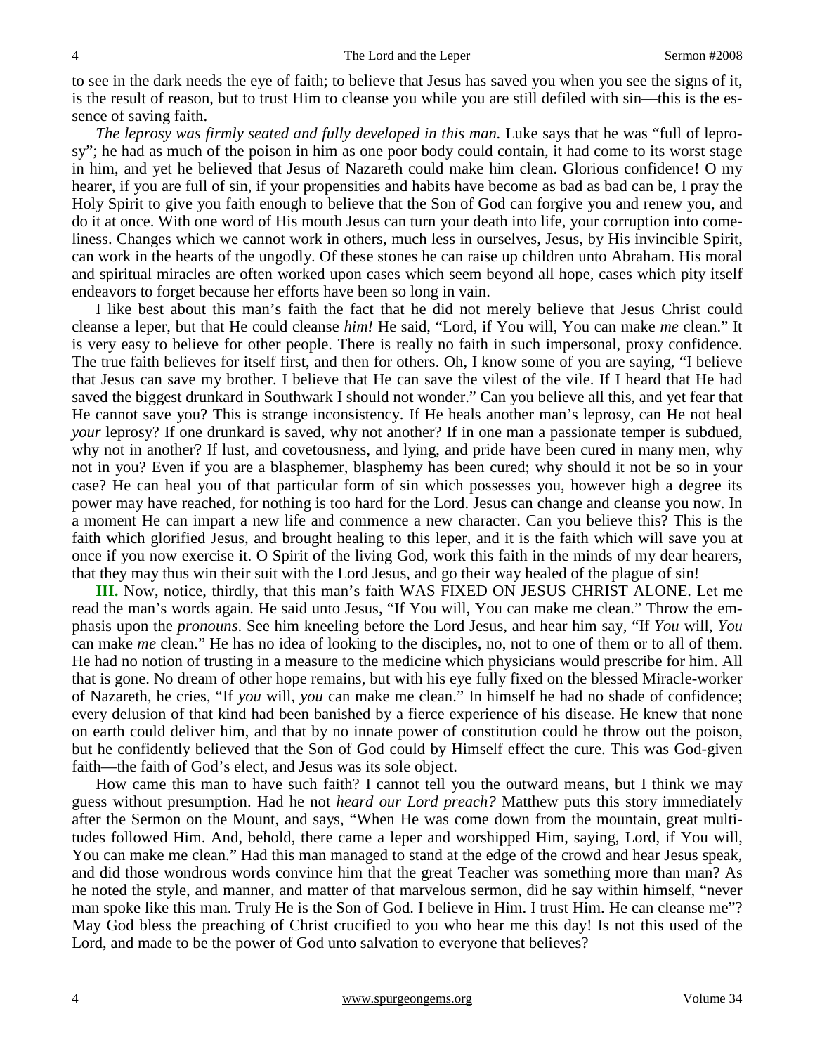to see in the dark needs the eye of faith; to believe that Jesus has saved you when you see the signs of it, is the result of reason, but to trust Him to cleanse you while you are still defiled with sin—this is the essence of saving faith.

*The leprosy was firmly seated and fully developed in this man.* Luke says that he was "full of leprosy"; he had as much of the poison in him as one poor body could contain, it had come to its worst stage in him, and yet he believed that Jesus of Nazareth could make him clean. Glorious confidence! O my hearer, if you are full of sin, if your propensities and habits have become as bad as bad can be, I pray the Holy Spirit to give you faith enough to believe that the Son of God can forgive you and renew you, and do it at once. With one word of His mouth Jesus can turn your death into life, your corruption into comeliness. Changes which we cannot work in others, much less in ourselves, Jesus, by His invincible Spirit, can work in the hearts of the ungodly. Of these stones he can raise up children unto Abraham. His moral and spiritual miracles are often worked upon cases which seem beyond all hope, cases which pity itself endeavors to forget because her efforts have been so long in vain.

I like best about this man's faith the fact that he did not merely believe that Jesus Christ could cleanse a leper, but that He could cleanse *him!* He said, "Lord, if You will, You can make *me* clean." It is very easy to believe for other people. There is really no faith in such impersonal, proxy confidence. The true faith believes for itself first, and then for others. Oh, I know some of you are saying, "I believe that Jesus can save my brother. I believe that He can save the vilest of the vile. If I heard that He had saved the biggest drunkard in Southwark I should not wonder." Can you believe all this, and yet fear that He cannot save you? This is strange inconsistency. If He heals another man's leprosy, can He not heal *your* leprosy? If one drunkard is saved, why not another? If in one man a passionate temper is subdued, why not in another? If lust, and covetousness, and lying, and pride have been cured in many men, why not in you? Even if you are a blasphemer, blasphemy has been cured; why should it not be so in your case? He can heal you of that particular form of sin which possesses you, however high a degree its power may have reached, for nothing is too hard for the Lord. Jesus can change and cleanse you now. In a moment He can impart a new life and commence a new character. Can you believe this? This is the faith which glorified Jesus, and brought healing to this leper, and it is the faith which will save you at once if you now exercise it. O Spirit of the living God, work this faith in the minds of my dear hearers, that they may thus win their suit with the Lord Jesus, and go their way healed of the plague of sin!

**III.** Now, notice, thirdly, that this man's faith WAS FIXED ON JESUS CHRIST ALONE. Let me read the man's words again. He said unto Jesus, "If You will, You can make me clean." Throw the emphasis upon the *pronouns*. See him kneeling before the Lord Jesus, and hear him say, "If *You* will, *You* can make *me* clean." He has no idea of looking to the disciples, no, not to one of them or to all of them. He had no notion of trusting in a measure to the medicine which physicians would prescribe for him. All that is gone. No dream of other hope remains, but with his eye fully fixed on the blessed Miracle-worker of Nazareth, he cries, "If *you* will, *you* can make me clean." In himself he had no shade of confidence; every delusion of that kind had been banished by a fierce experience of his disease. He knew that none on earth could deliver him, and that by no innate power of constitution could he throw out the poison, but he confidently believed that the Son of God could by Himself effect the cure. This was God-given faith—the faith of God's elect, and Jesus was its sole object.

How came this man to have such faith? I cannot tell you the outward means, but I think we may guess without presumption. Had he not *heard our Lord preach?* Matthew puts this story immediately after the Sermon on the Mount, and says, "When He was come down from the mountain, great multitudes followed Him. And, behold, there came a leper and worshipped Him, saying, Lord, if You will, You can make me clean." Had this man managed to stand at the edge of the crowd and hear Jesus speak, and did those wondrous words convince him that the great Teacher was something more than man? As he noted the style, and manner, and matter of that marvelous sermon, did he say within himself, "never man spoke like this man. Truly He is the Son of God. I believe in Him. I trust Him. He can cleanse me"? May God bless the preaching of Christ crucified to you who hear me this day! Is not this used of the Lord, and made to be the power of God unto salvation to everyone that believes?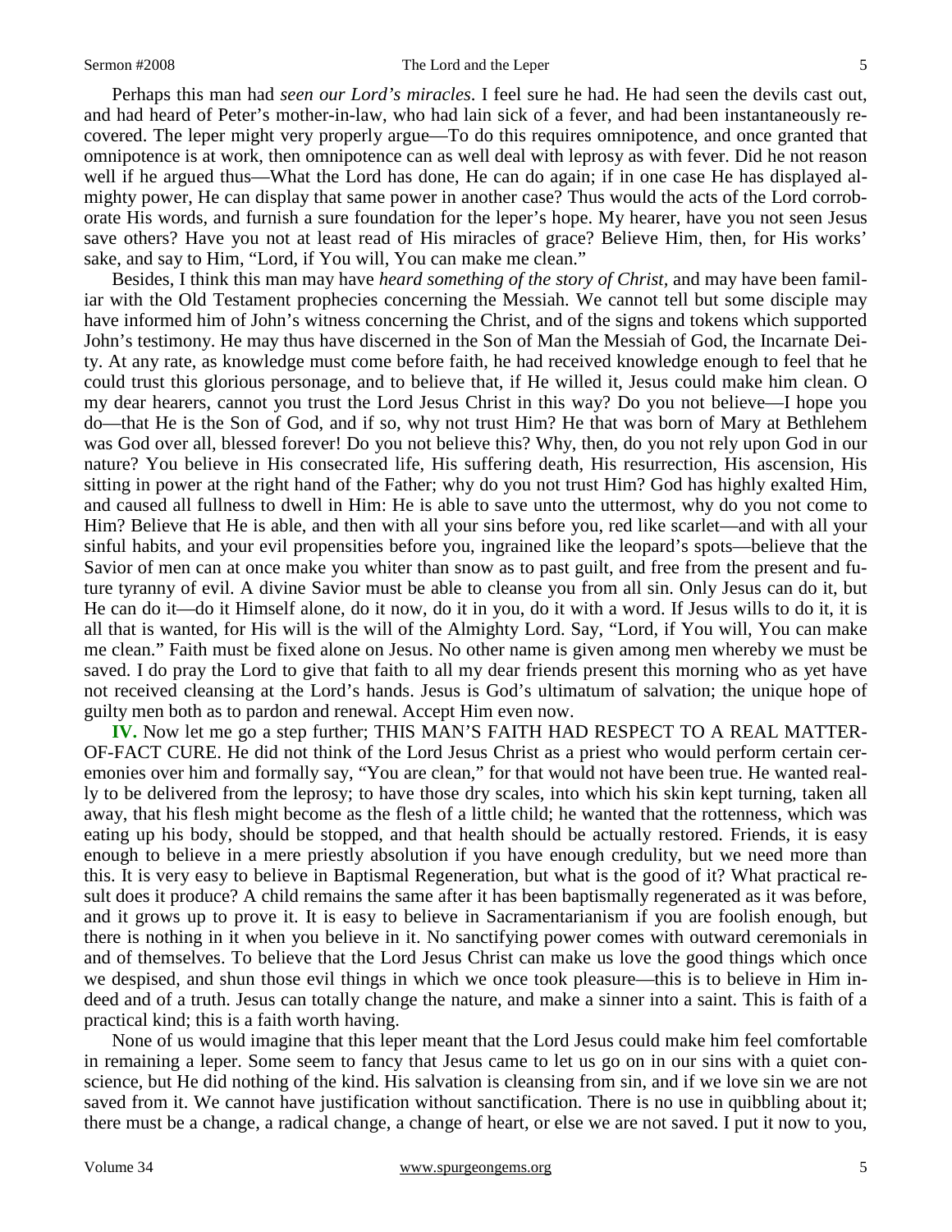Perhaps this man had *seen our Lord's miracles*. I feel sure he had. He had seen the devils cast out, and had heard of Peter's mother-in-law, who had lain sick of a fever, and had been instantaneously recovered. The leper might very properly argue—To do this requires omnipotence, and once granted that omnipotence is at work, then omnipotence can as well deal with leprosy as with fever. Did he not reason well if he argued thus—What the Lord has done, He can do again; if in one case He has displayed almighty power, He can display that same power in another case? Thus would the acts of the Lord corroborate His words, and furnish a sure foundation for the leper's hope. My hearer, have you not seen Jesus save others? Have you not at least read of His miracles of grace? Believe Him, then, for His works' sake, and say to Him, "Lord, if You will, You can make me clean."

Besides, I think this man may have *heard something of the story of Christ,* and may have been familiar with the Old Testament prophecies concerning the Messiah. We cannot tell but some disciple may have informed him of John's witness concerning the Christ, and of the signs and tokens which supported John's testimony. He may thus have discerned in the Son of Man the Messiah of God, the Incarnate Deity. At any rate, as knowledge must come before faith, he had received knowledge enough to feel that he could trust this glorious personage, and to believe that, if He willed it, Jesus could make him clean. O my dear hearers, cannot you trust the Lord Jesus Christ in this way? Do you not believe—I hope you do—that He is the Son of God, and if so, why not trust Him? He that was born of Mary at Bethlehem was God over all, blessed forever! Do you not believe this? Why, then, do you not rely upon God in our nature? You believe in His consecrated life, His suffering death, His resurrection, His ascension, His sitting in power at the right hand of the Father; why do you not trust Him? God has highly exalted Him, and caused all fullness to dwell in Him: He is able to save unto the uttermost, why do you not come to Him? Believe that He is able, and then with all your sins before you, red like scarlet—and with all your sinful habits, and your evil propensities before you, ingrained like the leopard's spots—believe that the Savior of men can at once make you whiter than snow as to past guilt, and free from the present and future tyranny of evil. A divine Savior must be able to cleanse you from all sin. Only Jesus can do it, but He can do it—do it Himself alone, do it now, do it in you, do it with a word. If Jesus wills to do it, it is all that is wanted, for His will is the will of the Almighty Lord. Say, "Lord, if You will, You can make me clean." Faith must be fixed alone on Jesus. No other name is given among men whereby we must be saved. I do pray the Lord to give that faith to all my dear friends present this morning who as yet have not received cleansing at the Lord's hands. Jesus is God's ultimatum of salvation; the unique hope of guilty men both as to pardon and renewal. Accept Him even now.

**IV.** Now let me go a step further; THIS MAN'S FAITH HAD RESPECT TO A REAL MATTER-OF-FACT CURE. He did not think of the Lord Jesus Christ as a priest who would perform certain ceremonies over him and formally say, "You are clean," for that would not have been true. He wanted really to be delivered from the leprosy; to have those dry scales, into which his skin kept turning, taken all away, that his flesh might become as the flesh of a little child; he wanted that the rottenness, which was eating up his body, should be stopped, and that health should be actually restored. Friends, it is easy enough to believe in a mere priestly absolution if you have enough credulity, but we need more than this. It is very easy to believe in Baptismal Regeneration, but what is the good of it? What practical result does it produce? A child remains the same after it has been baptismally regenerated as it was before, and it grows up to prove it. It is easy to believe in Sacramentarianism if you are foolish enough, but there is nothing in it when you believe in it. No sanctifying power comes with outward ceremonials in and of themselves. To believe that the Lord Jesus Christ can make us love the good things which once we despised, and shun those evil things in which we once took pleasure—this is to believe in Him indeed and of a truth. Jesus can totally change the nature, and make a sinner into a saint. This is faith of a practical kind; this is a faith worth having.

None of us would imagine that this leper meant that the Lord Jesus could make him feel comfortable in remaining a leper. Some seem to fancy that Jesus came to let us go on in our sins with a quiet conscience, but He did nothing of the kind. His salvation is cleansing from sin, and if we love sin we are not saved from it. We cannot have justification without sanctification. There is no use in quibbling about it; there must be a change, a radical change, a change of heart, or else we are not saved. I put it now to you,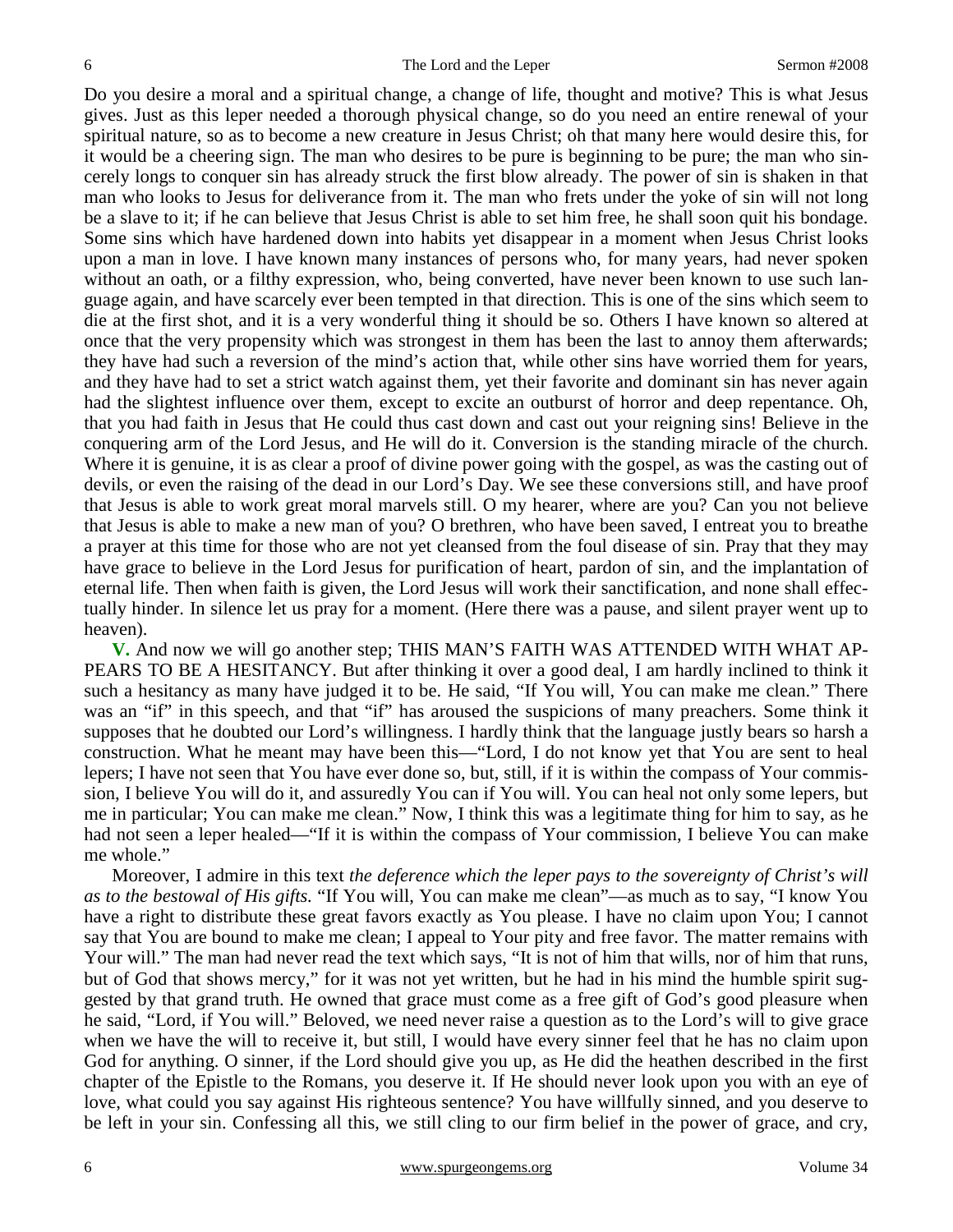Do you desire a moral and a spiritual change, a change of life, thought and motive? This is what Jesus gives. Just as this leper needed a thorough physical change, so do you need an entire renewal of your spiritual nature, so as to become a new creature in Jesus Christ; oh that many here would desire this, for it would be a cheering sign. The man who desires to be pure is beginning to be pure; the man who sincerely longs to conquer sin has already struck the first blow already. The power of sin is shaken in that man who looks to Jesus for deliverance from it. The man who frets under the yoke of sin will not long be a slave to it; if he can believe that Jesus Christ is able to set him free, he shall soon quit his bondage. Some sins which have hardened down into habits yet disappear in a moment when Jesus Christ looks upon a man in love. I have known many instances of persons who, for many years, had never spoken without an oath, or a filthy expression, who, being converted, have never been known to use such language again, and have scarcely ever been tempted in that direction. This is one of the sins which seem to die at the first shot, and it is a very wonderful thing it should be so. Others I have known so altered at once that the very propensity which was strongest in them has been the last to annoy them afterwards; they have had such a reversion of the mind's action that, while other sins have worried them for years, and they have had to set a strict watch against them, yet their favorite and dominant sin has never again had the slightest influence over them, except to excite an outburst of horror and deep repentance. Oh, that you had faith in Jesus that He could thus cast down and cast out your reigning sins! Believe in the conquering arm of the Lord Jesus, and He will do it. Conversion is the standing miracle of the church. Where it is genuine, it is as clear a proof of divine power going with the gospel, as was the casting out of devils, or even the raising of the dead in our Lord's Day. We see these conversions still, and have proof that Jesus is able to work great moral marvels still. O my hearer, where are you? Can you not believe that Jesus is able to make a new man of you? O brethren, who have been saved, I entreat you to breathe a prayer at this time for those who are not yet cleansed from the foul disease of sin. Pray that they may have grace to believe in the Lord Jesus for purification of heart, pardon of sin, and the implantation of eternal life. Then when faith is given, the Lord Jesus will work their sanctification, and none shall effectually hinder. In silence let us pray for a moment. (Here there was a pause, and silent prayer went up to heaven).

**V.** And now we will go another step; THIS MAN'S FAITH WAS ATTENDED WITH WHAT APPEARS TO BE A HESITANCY. But after thinking it over a good deal, I am hardly inclined to think it such a hesitancy as many have judged it to be. He said, "If You will, You can make me clean." There was an "if" in this speech, and that "if" has aroused the suspicions of many preachers. Some think it supposes that he doubted our Lord's willingness. I hardly think that the language justly bears so harsh a construction. What he meant may have been this—"Lord, I do not know yet that You are sent to heal lepers; I have not seen that You have ever done so, but, still, if it is within the compass of Your commission, I believe You will do it, and assuredly You can if You will. You can heal not only some lepers, but me in particular; You can make me clean." Now, I think this was a legitimate thing for him to say, as he had not seen a leper healed—"If it is within the compass of Your commission, I believe You can make me whole."

Moreover, I admire in this text *the deference which the leper pays to the sovereignty of Christ's will as to the bestowal of His gifts.* "If You will, You can make me clean"—as much as to say, "I know You have a right to distribute these great favors exactly as You please. I have no claim upon You; I cannot say that You are bound to make me clean; I appeal to Your pity and free favor. The matter remains with Your will." The man had never read the text which says, "It is not of him that wills, nor of him that runs, but of God that shows mercy," for it was not yet written, but he had in his mind the humble spirit suggested by that grand truth. He owned that grace must come as a free gift of God's good pleasure when he said, "Lord, if You will." Beloved, we need never raise a question as to the Lord's will to give grace when we have the will to receive it, but still, I would have every sinner feel that he has no claim upon God for anything. O sinner, if the Lord should give you up, as He did the heathen described in the first chapter of the Epistle to the Romans, you deserve it. If He should never look upon you with an eye of love, what could you say against His righteous sentence? You have willfully sinned, and you deserve to be left in your sin. Confessing all this, we still cling to our firm belief in the power of grace, and cry,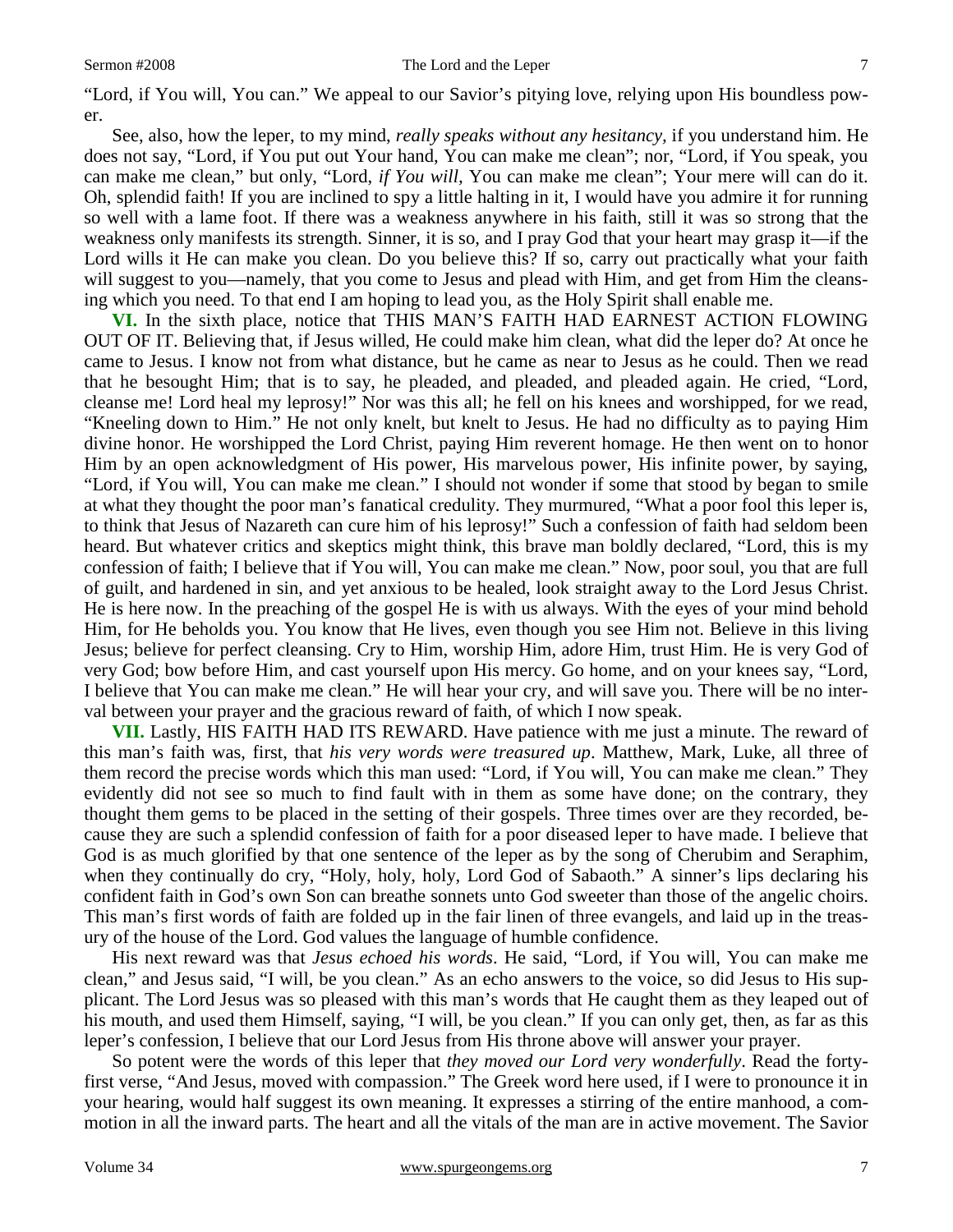"Lord, if You will, You can." We appeal to our Savior's pitying love, relying upon His boundless power.

See, also, how the leper, to my mind, *really speaks without any hesitancy,* if you understand him. He does not say, "Lord, if You put out Your hand, You can make me clean"; nor, "Lord, if You speak, you can make me clean," but only, "Lord, *if You will*, You can make me clean"; Your mere will can do it. Oh, splendid faith! If you are inclined to spy a little halting in it, I would have you admire it for running so well with a lame foot. If there was a weakness anywhere in his faith, still it was so strong that the weakness only manifests its strength. Sinner, it is so, and I pray God that your heart may grasp it—if the Lord wills it He can make you clean. Do you believe this? If so, carry out practically what your faith will suggest to you—namely, that you come to Jesus and plead with Him, and get from Him the cleansing which you need. To that end I am hoping to lead you, as the Holy Spirit shall enable me.

**VI.** In the sixth place, notice that THIS MAN'S FAITH HAD EARNEST ACTION FLOWING OUT OF IT. Believing that, if Jesus willed, He could make him clean, what did the leper do? At once he came to Jesus. I know not from what distance, but he came as near to Jesus as he could. Then we read that he besought Him; that is to say, he pleaded, and pleaded, and pleaded again. He cried, "Lord, cleanse me! Lord heal my leprosy!" Nor was this all; he fell on his knees and worshipped, for we read, "Kneeling down to Him." He not only knelt, but knelt to Jesus. He had no difficulty as to paying Him divine honor. He worshipped the Lord Christ, paying Him reverent homage. He then went on to honor Him by an open acknowledgment of His power, His marvelous power, His infinite power, by saying, "Lord, if You will, You can make me clean." I should not wonder if some that stood by began to smile at what they thought the poor man's fanatical credulity. They murmured, "What a poor fool this leper is, to think that Jesus of Nazareth can cure him of his leprosy!" Such a confession of faith had seldom been heard. But whatever critics and skeptics might think, this brave man boldly declared, "Lord, this is my confession of faith; I believe that if You will, You can make me clean." Now, poor soul, you that are full of guilt, and hardened in sin, and yet anxious to be healed, look straight away to the Lord Jesus Christ. He is here now. In the preaching of the gospel He is with us always. With the eyes of your mind behold Him, for He beholds you. You know that He lives, even though you see Him not. Believe in this living Jesus; believe for perfect cleansing. Cry to Him, worship Him, adore Him, trust Him. He is very God of very God; bow before Him, and cast yourself upon His mercy. Go home, and on your knees say, "Lord, I believe that You can make me clean." He will hear your cry, and will save you. There will be no interval between your prayer and the gracious reward of faith, of which I now speak.

**VII.** Lastly, HIS FAITH HAD ITS REWARD. Have patience with me just a minute. The reward of this man's faith was, first, that *his very words were treasured up*. Matthew, Mark, Luke, all three of them record the precise words which this man used: "Lord, if You will, You can make me clean." They evidently did not see so much to find fault with in them as some have done; on the contrary, they thought them gems to be placed in the setting of their gospels. Three times over are they recorded, because they are such a splendid confession of faith for a poor diseased leper to have made. I believe that God is as much glorified by that one sentence of the leper as by the song of Cherubim and Seraphim, when they continually do cry, "Holy, holy, holy, Lord God of Sabaoth." A sinner's lips declaring his confident faith in God's own Son can breathe sonnets unto God sweeter than those of the angelic choirs. This man's first words of faith are folded up in the fair linen of three evangels, and laid up in the treasury of the house of the Lord. God values the language of humble confidence.

His next reward was that *Jesus echoed his words*. He said, "Lord, if You will, You can make me clean," and Jesus said, "I will, be you clean." As an echo answers to the voice, so did Jesus to His supplicant. The Lord Jesus was so pleased with this man's words that He caught them as they leaped out of his mouth, and used them Himself, saying, "I will, be you clean." If you can only get, then, as far as this leper's confession, I believe that our Lord Jesus from His throne above will answer your prayer.

So potent were the words of this leper that *they moved our Lord very wonderfully*. Read the forty-first verse, "And Jesus, moved with compassion." The Greek word here used, if I were to pronounce it in your hearing, would half suggest its own meaning. It expresses a stirring of the entire manhood, a commotion in all the inward parts. The heart and all the vitals of the man are in active movement. The Savior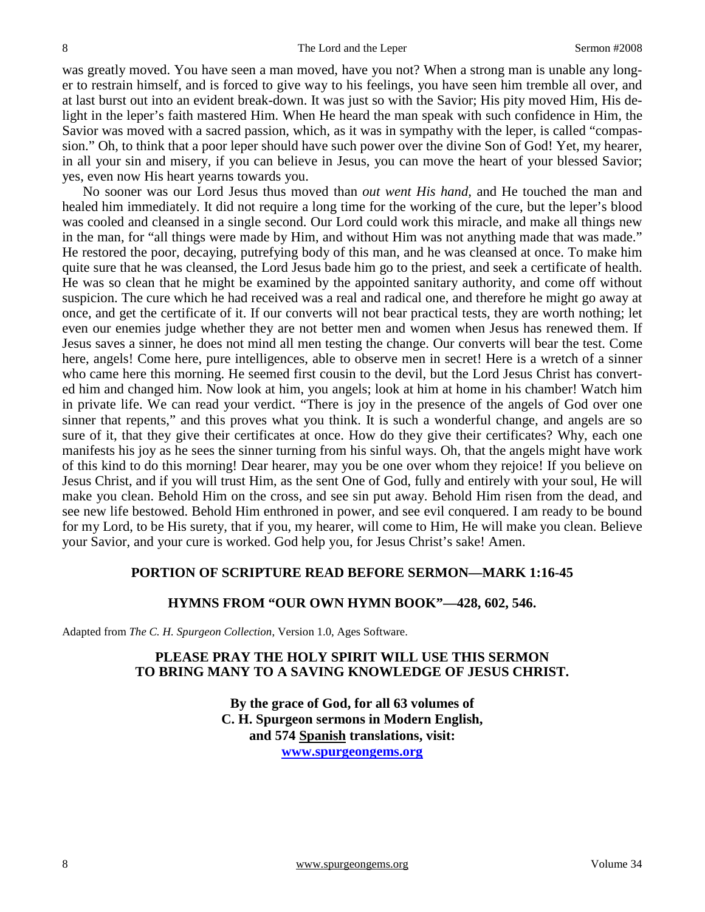was greatly moved. You have seen a man moved, have you not? When a strong man is unable any longer to restrain himself, and is forced to give way to his feelings, you have seen him tremble all over, and at last burst out into an evident break-down. It was just so with the Savior; His pity moved Him, His delight in the leper's faith mastered Him. When He heard the man speak with such confidence in Him, the Savior was moved with a sacred passion, which, as it was in sympathy with the leper, is called "compassion." Oh, to think that a poor leper should have such power over the divine Son of God! Yet, my hearer, in all your sin and misery, if you can believe in Jesus, you can move the heart of your blessed Savior; yes, even now His heart yearns towards you.

No sooner was our Lord Jesus thus moved than *out went His hand*, and He touched the man and healed him immediately. It did not require a long time for the working of the cure, but the leper's blood was cooled and cleansed in a single second. Our Lord could work this miracle, and make all things new in the man, for "all things were made by Him, and without Him was not anything made that was made." He restored the poor, decaying, putrefying body of this man, and he was cleansed at once. To make him quite sure that he was cleansed, the Lord Jesus bade him go to the priest, and seek a certificate of health. He was so clean that he might be examined by the appointed sanitary authority, and come off without suspicion. The cure which he had received was a real and radical one, and therefore he might go away at once, and get the certificate of it. If our converts will not bear practical tests, they are worth nothing; let even our enemies judge whether they are not better men and women when Jesus has renewed them. If Jesus saves a sinner, he does not mind all men testing the change. Our converts will bear the test. Come here, angels! Come here, pure intelligences, able to observe men in secret! Here is a wretch of a sinner who came here this morning. He seemed first cousin to the devil, but the Lord Jesus Christ has converted him and changed him. Now look at him, you angels; look at him at home in his chamber! Watch him in private life. We can read your verdict. "There is joy in the presence of the angels of God over one sinner that repents," and this proves what you think. It is such a wonderful change, and angels are so sure of it, that they give their certificates at once. How do they give their certificates? Why, each one manifests his joy as he sees the sinner turning from his sinful ways. Oh, that the angels might have work of this kind to do this morning! Dear hearer, may you be one over whom they rejoice! If you believe on Jesus Christ, and if you will trust Him, as the sent One of God, fully and entirely with your soul, He will make you clean. Behold Him on the cross, and see sin put away. Behold Him risen from the dead, and see new life bestowed. Behold Him enthroned in power, and see evil conquered. I am ready to be bound for my Lord, to be His surety, that if you, my hearer, will come to Him, He will make you clean. Believe your Savior, and your cure is worked. God help you, for Jesus Christ's sake! Amen.

**PORTION OF SCRIPTURE READ BEFORE SERMON—MARK 1:16-45**

**HYMNS FROM "OUR OWN HYMN BOOK"—428, 602, 546.**

Adapted from *The C. H. Spurgeon Collection*, Version 1.0, Ages Software.

**PLEASE PRAY THE HOLY SPIRIT WILL USE THIS SERMON TO BRING MANY TO A SAVING KNOWLEDGE OF JESUS CHRIST.**

**By the grace of God, for all 63 volumes of C. H. Spurgeon sermons in Modern English, and 574 Spanish translations, visit: www.spurgeongems.org**